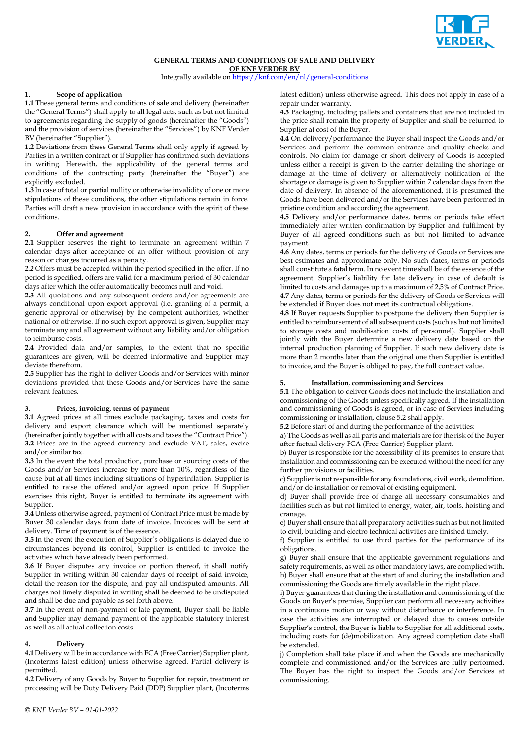# GENERAL TERMS AND CONDITIONS OF SALE AND DELIVERY OF KNF VERDER BV

Integrally available on https://knf.com/en/nl/general-conditions

## 1. Scope of application

**1.1** These general terms and conditions of sale and delivery (hereinafter the "General Terms") shall apply to all legal acts, such as but not limited to agreements regarding the supply of goods (hereinafter the "Goods") and the provision of services (hereinafter the "Services") by KNF Verder BV (hereinafter "Supplier").

**1.2** Deviations from these General Terms shall only apply if agreed by Parties in a written contract or if Supplier has confirmed such deviations in writing. Herewith, the applicability of the general terms and conditions of the contracting party (hereinafter the "Buyer") are explicitly excluded.

**1.3** In case of total or partial nullity or otherwise invalidity of one or more stipulations of these conditions, the other stipulations remain in force. Parties will draft a new provision in accordance with the spirit of these conditions.

## 2. Offer and agreement

**2.1** Supplier reserves the right to terminate an agreement within 7 calendar days after acceptance of an offer without provision of any reason or charges incurred as a penalty.

**2.2** Offers must be accepted within the period specified in the offer. If no period is specified, offers are valid for a maximum period of 30 calendar days after which the offer automatically becomes null and void.

**2.3** All quotations and any subsequent orders and/or agreements are always conditional upon export approval (i.e. granting of a permit, a generic approval or otherwise) by the competent authorities, whether national or otherwise. If no such export approval is given, Supplier may terminate any and all agreement without any liability and/or obligation to reimburse costs.

**2.4** Provided data and/or samples, to the extent that no specific guarantees are given, will be deemed informative and Supplier may deviate therefrom.

**2.5** Supplier has the right to deliver Goods and/or Services with minor deviations provided that these Goods and/or Services have the same relevant features.

## 3. Prices, invoicing, terms of payment

**3.1** Agreed prices at all times exclude packaging, taxes and costs for delivery and export clearance which will be mentioned separately (hereinafter jointly together with all costs and taxes the "Contract Price").

**3.2** Prices are in the agreed currency and exclude VAT, sales, excise and/or similar tax.

**3.3** In the event the total production, purchase or sourcing costs of the Goods and/or Services increase by more than 10%, regardless of the cause but at all times including situations of hyperinflation, Supplier is entitled to raise the offered and/or agreed upon price. If Supplier exercises this right, Buyer is entitled to terminate its agreement with Supplier.

**3.4** Unless otherwise agreed, payment of Contract Price must be made by Buyer 30 calendar days from date of invoice. Invoices will be sent at delivery. Time of payment is of the essence.

**3.5** In the event the execution of Supplier's obligations is delayed due to circumstances beyond its control, Supplier is entitled to invoice the activities which have already been performed.

**3.6** If Buyer disputes any invoice or portion thereof, it shall notify Supplier in writing within 30 calendar days of receipt of said invoice, detail the reason for the dispute, and pay all undisputed amounts. All charges not timely disputed in writing shall be deemed to be undisputed and shall be due and payable as set forth above.

**3.7** In the event of non-payment or late payment, Buyer shall be liable and Supplier may demand payment of the applicable statutory interest as well as all actual collection costs.

## 4. Delivery

**4.1** Delivery will be in accordance with FCA (Free Carrier) Supplier plant, (Incoterms latest edition) unless otherwise agreed. Partial delivery is permitted.

**4.2** Delivery of any Goods by Buyer to Supplier for repair, treatment or processing will be Duty Delivery Paid (DDP) Supplier plant, (Incoterms latest edition) unless otherwise agreed. This does not apply in case of a repair under warranty.

**4.3** Packaging, including pallets and containers that are not included in the price shall remain the property of Supplier and shall be returned to Supplier at cost of the Buyer.

**4.4** On delivery/performance the Buyer shall inspect the Goods and/or Services and perform the common entrance and quality checks and controls. No claim for damage or short delivery of Goods is accepted unless either a receipt is given to the carrier detailing the shortage or damage at the time of delivery or alternatively notification of the shortage or damage is given to Supplier within 7 calendar days from the date of delivery. In absence of the aforementioned, it is presumed the Goods have been delivered and/or the Services have been performed in pristine condition and according the agreement.

**4.5** Delivery and/or performance dates, terms or periods take effect immediately after written confirmation by Supplier and fulfilment by Buyer of all agreed conditions such as but not limited to advance payment.

**4.6** Any dates, terms or periods for the delivery of Goods or Services are best estimates and approximate only. No such dates, terms or periods shall constitute a fatal term. In no event time shall be of the essence of the agreement. Supplier's liability for late delivery in case of default is limited to costs and damages up to a maximum of 2,5% of Contract Price.

**4.7** Any dates, terms or periods for the delivery of Goods or Services will be extended if Buyer does not meet its contractual obligations.

**4.8** If Buyer requests Supplier to postpone the delivery then Supplier is entitled to reimbursement of all subsequent costs (such as but not limited to storage costs and mobilisation costs of personnel). Supplier shall jointly with the Buyer determine a new delivery date based on the internal production planning of Supplier. If such new delivery date is more than 2 months later than the original one then Supplier is entitled to invoice, and the Buyer is obliged to pay, the full contract value.

## 5. Installation, commissioning and Services

**5.1** The obligation to deliver Goods does not include the installation and commissioning of the Goods unless specifically agreed. If the installation and commissioning of Goods is agreed, or in case of Services including commissioning or installation, clause 5.2 shall apply.

**5.2** Before start of and during the performance of the activities:

a) The Goods as well as all parts and materials are for the risk of the Buyer after factual delivery FCA (Free Carrier) Supplier plant.

b) Buyer is responsible for the accessibility of its premises to ensure that installation and commissioning can be executed without the need for any further provisions or facilities.

c) Supplier is not responsible for any foundations, civil work, demolition, and/or de-installation or removal of existing equipment.

d) Buyer shall provide free of charge all necessary consumables and facilities such as but not limited to energy, water, air, tools, hoisting and cranage.

e) Buyer shall ensure that all preparatory activities such as but not limited to civil, building and electro technical activities are finished timely.

f) Supplier is entitled to use third parties for the performance of its obligations.

g) Buyer shall ensure that the applicable government regulations and safety requirements, as well as other mandatory laws, are complied with.

h) Buyer shall ensure that at the start of and during the installation and commissioning the Goods are timely available in the right place.

i) Buyer guarantees that during the installation and commissioning of the Goods on Buyer's premise, Supplier can perform all necessary activities in a continuous motion or way without disturbance or interference. In case the activities are interrupted or delayed due to causes outside Supplier's control, the Buyer is liable to Supplier for all additional costs, including costs for (de)mobilization. Any agreed completion date shall be extended.

j) Completion shall take place if and when the Goods are mechanically complete and commissioned and/or the Services are fully performed. The Buyer has the right to inspect the Goods and/or Services at commissioning.

*© KNF Verder BV – 01-01-2022*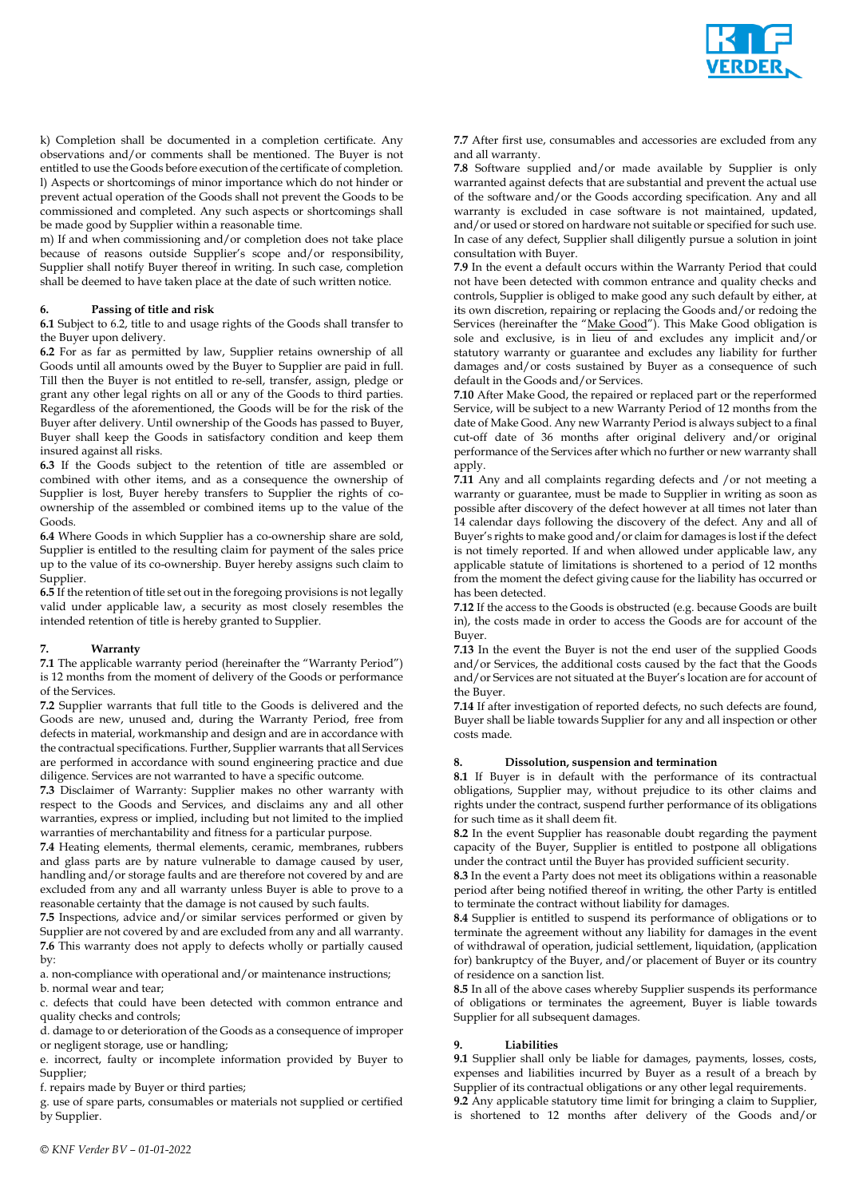k) Completion shall be documented in a completion certificate. Any observations and/or comments shall be mentioned. The Buyer is not entitled to use the Goods before execution of the certificate of completion.

l) Aspects or shortcomings of minor importance which do not hinder or prevent actual operation of the Goods shall not prevent the Goods to be commissioned and completed. Any such aspects or shortcomings shall be made good by Supplier within a reasonable time.

m) If and when commissioning and/or completion does not take place because of reasons outside Supplier's scope and/or responsibility, Supplier shall notify Buyer thereof in writing. In such case, completion shall be deemed to have taken place at the date of such written notice.

## 6. Passing of title and risk

**6.1** Subject to 6.2, title to and usage rights of the Goods shall transfer to the Buyer upon delivery.

**6.2** For as far as permitted by law, Supplier retains ownership of all Goods until all amounts owed by the Buyer to Supplier are paid in full. Till then the Buyer is not entitled to re-sell, transfer, assign, pledge or grant any other legal rights on all or any of the Goods to third parties. Regardless of the aforementioned, the Goods will be for the risk of the Buyer after delivery. Until ownership of the Goods has passed to Buyer, Buyer shall keep the Goods in satisfactory condition and keep them insured against all risks.

**6.3** If the Goods subject to the retention of title are assembled or combined with other items, and as a consequence the ownership of Supplier is lost, Buyer hereby transfers to Supplier the rights of co-ownership of the assembled or combined items up to the value of the Goods.

**6.4** Where Goods in which Supplier has a co-ownership share are sold, Supplier is entitled to the resulting claim for payment of the sales price up to the value of its co-ownership. Buyer hereby assigns such claim to Supplier.

**6.5** If the retention of title set out in the foregoing provisions is not legally valid under applicable law, a security as most closely resembles the intended retention of title is hereby granted to Supplier.

## 7. Warranty

**7.1** The applicable warranty period (hereinafter the "Warranty Period") is 12 months from the moment of delivery of the Goods or performance of the Services.

**7.2** Supplier warrants that full title to the Goods is delivered and the Goods are new, unused and, during the Warranty Period, free from defects in material, workmanship and design and are in accordance with the contractual specifications. Further, Supplier warrants that all Services are performed in accordance with sound engineering practice and due diligence. Services are not warranted to have a specific outcome.

**7.3** Disclaimer of Warranty: Supplier makes no other warranty with respect to the Goods and Services, and disclaims any and all other warranties, express or implied, including but not limited to the implied warranties of merchantability and fitness for a particular purpose.

**7.4** Heating elements, thermal elements, ceramic, membranes, rubbers and glass parts are by nature vulnerable to damage caused by user, handling and/or storage faults and are therefore not covered by and are excluded from any and all warranty unless Buyer is able to prove to a reasonable certainty that the damage is not caused by such faults.

**7.5** Inspections, advice and/or similar services performed or given by Supplier are not covered by and are excluded from any and all warranty.

**7.6** This warranty does not apply to defects wholly or partially caused by:

a. non-compliance with operational and/or maintenance instructions;

b. normal wear and tear;

c. defects that could have been detected with common entrance and quality checks and controls;

d. damage to or deterioration of the Goods as a consequence of improper or negligent storage, use or handling;

e. incorrect, faulty or incomplete information provided by Buyer to Supplier;

f. repairs made by Buyer or third parties;

g. use of spare parts, consumables or materials not supplied or certified by Supplier.

**7.7** After first use, consumables and accessories are excluded from any and all warranty.

**7.8** Software supplied and/or made available by Supplier is only warranted against defects that are substantial and prevent the actual use of the software and/or the Goods according specification. Any and all warranty is excluded in case software is not maintained, updated, and/or used or stored on hardware not suitable or specified for such use. In case of any defect, Supplier shall diligently pursue a solution in joint consultation with Buyer.

**7.9** In the event a default occurs within the Warranty Period that could not have been detected with common entrance and quality checks and controls, Supplier is obliged to make good any such default by either, at its own discretion, repairing or replacing the Goods and/or redoing the Services (hereinafter the "Make Good"). This Make Good obligation is sole and exclusive, is in lieu of and excludes any implicit and/or statutory warranty or guarantee and excludes any liability for further damages and/or costs sustained by Buyer as a consequence of such default in the Goods and/or Services.

**7.10** After Make Good, the repaired or replaced part or the reperformed Service, will be subject to a new Warranty Period of 12 months from the date of Make Good. Any new Warranty Period is always subject to a final cut-off date of 36 months after original delivery and/or original performance of the Services after which no further or new warranty shall apply.

**7.11** Any and all complaints regarding defects and /or not meeting a warranty or guarantee, must be made to Supplier in writing as soon as possible after discovery of the defect however at all times not later than 14 calendar days following the discovery of the defect. Any and all of Buyer's rights to make good and/or claim for damages is lost if the defect is not timely reported. If and when allowed under applicable law, any applicable statute of limitations is shortened to a period of 12 months from the moment the defect giving cause for the liability has occurred or has been detected.

**7.12** If the access to the Goods is obstructed (e.g. because Goods are built in), the costs made in order to access the Goods are for account of the Buyer.

**7.13** In the event the Buyer is not the end user of the supplied Goods and/or Services, the additional costs caused by the fact that the Goods and/or Services are not situated at the Buyer's location are for account of the Buyer.

**7.14** If after investigation of reported defects, no such defects are found, Buyer shall be liable towards Supplier for any and all inspection or other costs made.

## 8. Dissolution, suspension and termination

**8.1** If Buyer is in default with the performance of its contractual obligations, Supplier may, without prejudice to its other claims and rights under the contract, suspend further performance of its obligations for such time as it shall deem fit.

**8.2** In the event Supplier has reasonable doubt regarding the payment capacity of the Buyer, Supplier is entitled to postpone all obligations under the contract until the Buyer has provided sufficient security.

**8.3** In the event a Party does not meet its obligations within a reasonable period after being notified thereof in writing, the other Party is entitled to terminate the contract without liability for damages.

**8.4** Supplier is entitled to suspend its performance of obligations or to terminate the agreement without any liability for damages in the event of withdrawal of operation, judicial settlement, liquidation, (application for) bankruptcy of the Buyer, and/or placement of Buyer or its country of residence on a sanction list.

**8.5** In all of the above cases whereby Supplier suspends its performance of obligations or terminates the agreement, Buyer is liable towards Supplier for all subsequent damages.

## 9. Liabilities

**9.1** Supplier shall only be liable for damages, payments, losses, costs, expenses and liabilities incurred by Buyer as a result of a breach by Supplier of its contractual obligations or any other legal requirements.

**9.2** Any applicable statutory time limit for bringing a claim to Supplier, is shortened to 12 months after delivery of the Goods and/or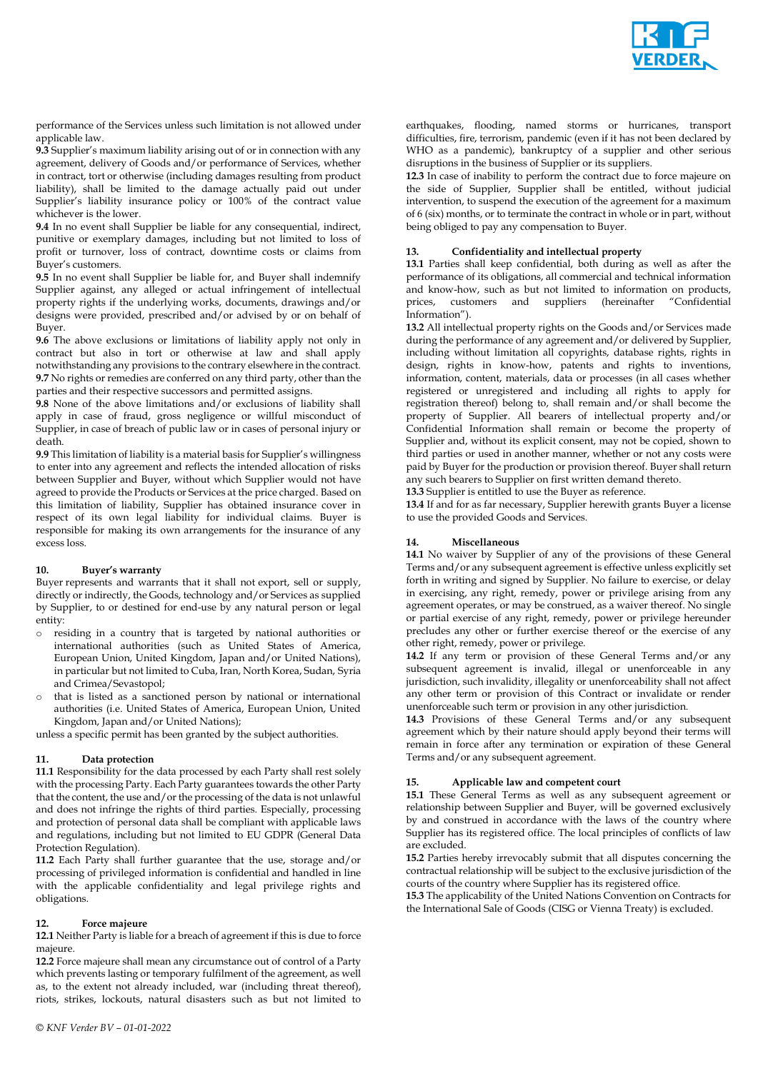performance of the Services unless such limitation is not allowed under applicable law.

**9.3** Supplier's maximum liability arising out of or in connection with any agreement, delivery of Goods and/or performance of Services, whether in contract, tort or otherwise (including damages resulting from product liability), shall be limited to the damage actually paid out under Supplier's liability insurance policy or 100% of the contract value whichever is the lower.

**9.4** In no event shall Supplier be liable for any consequential, indirect, punitive or exemplary damages, including but not limited to loss of profit or turnover, loss of contract, downtime costs or claims from Buyer's customers.

**9.5** In no event shall Supplier be liable for, and Buyer shall indemnify Supplier against, any alleged or actual infringement of intellectual property rights if the underlying works, documents, drawings and/or designs were provided, prescribed and/or advised by or on behalf of Buyer.

**9.6** The above exclusions or limitations of liability apply not only in contract but also in tort or otherwise at law and shall apply notwithstanding any provisions to the contrary elsewhere in the contract.

**9.7** No rights or remedies are conferred on any third party, other than the parties and their respective successors and permitted assigns.

**9.8** None of the above limitations and/or exclusions of liability shall apply in case of fraud, gross negligence or willful misconduct of Supplier, in case of breach of public law or in cases of personal injury or death.

**9.9** This limitation of liability is a material basis for Supplier's willingness to enter into any agreement and reflects the intended allocation of risks between Supplier and Buyer, without which Supplier would not have agreed to provide the Products or Services at the price charged. Based on this limitation of liability, Supplier has obtained insurance cover in respect of its own legal liability for individual claims. Buyer is responsible for making its own arrangements for the insurance of any excess loss.

## 10. Buyer's warranty

Buyer represents and warrants that it shall not export, sell or supply, directly or indirectly, the Goods, technology and/or Services as supplied by Supplier, to or destined for end-use by any natural person or legal entity:

- residing in a country that is targeted by national authorities or international authorities (such as United States of America, European Union, United Kingdom, Japan and/or United Nations), in particular but not limited to Cuba, Iran, North Korea, Sudan, Syria and Crimea/Sevastopol;
- that is listed as a sanctioned person by national or international authorities (i.e. United States of America, European Union, United Kingdom, Japan and/or United Nations);

unless a specific permit has been granted by the subject authorities.

## 11. Data protection

**11.1** Responsibility for the data processed by each Party shall rest solely with the processing Party. Each Party guarantees towards the other Party that the content, the use and/or the processing of the data is not unlawful and does not infringe the rights of third parties. Especially, processing and protection of personal data shall be compliant with applicable laws and regulations, including but not limited to EU GDPR (General Data Protection Regulation).

**11.2** Each Party shall further guarantee that the use, storage and/or processing of privileged information is confidential and handled in line with the applicable confidentiality and legal privilege rights and obligations.

## 12. Force majeure

**12.1** Neither Party is liable for a breach of agreement if this is due to force majeure.

**12.2** Force majeure shall mean any circumstance out of control of a Party which prevents lasting or temporary fulfilment of the agreement, as well as, to the extent not already included, war (including threat thereof), riots, strikes, lockouts, natural disasters such as but not limited to earthquakes, flooding, named storms or hurricanes, transport difficulties, fire, terrorism, pandemic (even if it has not been declared by WHO as a pandemic), bankruptcy of a supplier and other serious disruptions in the business of Supplier or its suppliers.

**12.3** In case of inability to perform the contract due to force majeure on the side of Supplier, Supplier shall be entitled, without judicial intervention, to suspend the execution of the agreement for a maximum of 6 (six) months, or to terminate the contract in whole or in part, without being obliged to pay any compensation to Buyer.

## 13. Confidentiality and intellectual property

**13.1** Parties shall keep confidential, both during as well as after the performance of its obligations, all commercial and technical information and know-how, such as but not limited to information on products, prices, customers and suppliers (hereinafter "Confidential Information").

**13.2** All intellectual property rights on the Goods and/or Services made during the performance of any agreement and/or delivered by Supplier, including without limitation all copyrights, database rights, rights in design, rights in know-how, patents and rights to inventions, information, content, materials, data or processes (in all cases whether registered or unregistered and including all rights to apply for registration thereof) belong to, shall remain and/or shall become the property of Supplier. All bearers of intellectual property and/or Confidential Information shall remain or become the property of Supplier and, without its explicit consent, may not be copied, shown to third parties or used in another manner, whether or not any costs were paid by Buyer for the production or provision thereof. Buyer shall return any such bearers to Supplier on first written demand thereto.

**13.3** Supplier is entitled to use the Buyer as reference.

**13.4** If and for as far necessary, Supplier herewith grants Buyer a license to use the provided Goods and Services.

## 14. Miscellaneous

**14.1** No waiver by Supplier of any of the provisions of these General Terms and/or any subsequent agreement is effective unless explicitly set forth in writing and signed by Supplier. No failure to exercise, or delay in exercising, any right, remedy, power or privilege arising from any agreement operates, or may be construed, as a waiver thereof. No single or partial exercise of any right, remedy, power or privilege hereunder precludes any other or further exercise thereof or the exercise of any other right, remedy, power or privilege.

**14.2** If any term or provision of these General Terms and/or any subsequent agreement is invalid, illegal or unenforceable in any jurisdiction, such invalidity, illegality or unenforceability shall not affect any other term or provision of this Contract or invalidate or render unenforceable such term or provision in any other jurisdiction.

**14.3** Provisions of these General Terms and/or any subsequent agreement which by their nature should apply beyond their terms will remain in force after any termination or expiration of these General Terms and/or any subsequent agreement.

## 15. Applicable law and competent court

**15.1** These General Terms as well as any subsequent agreement or relationship between Supplier and Buyer, will be governed exclusively by and construed in accordance with the laws of the country where Supplier has its registered office. The local principles of conflicts of law are excluded.

**15.2** Parties hereby irrevocably submit that all disputes concerning the contractual relationship will be subject to the exclusive jurisdiction of the courts of the country where Supplier has its registered office.

**15.3** The applicability of the United Nations Convention on Contracts for the International Sale of Goods (CISG or Vienna Treaty) is excluded.